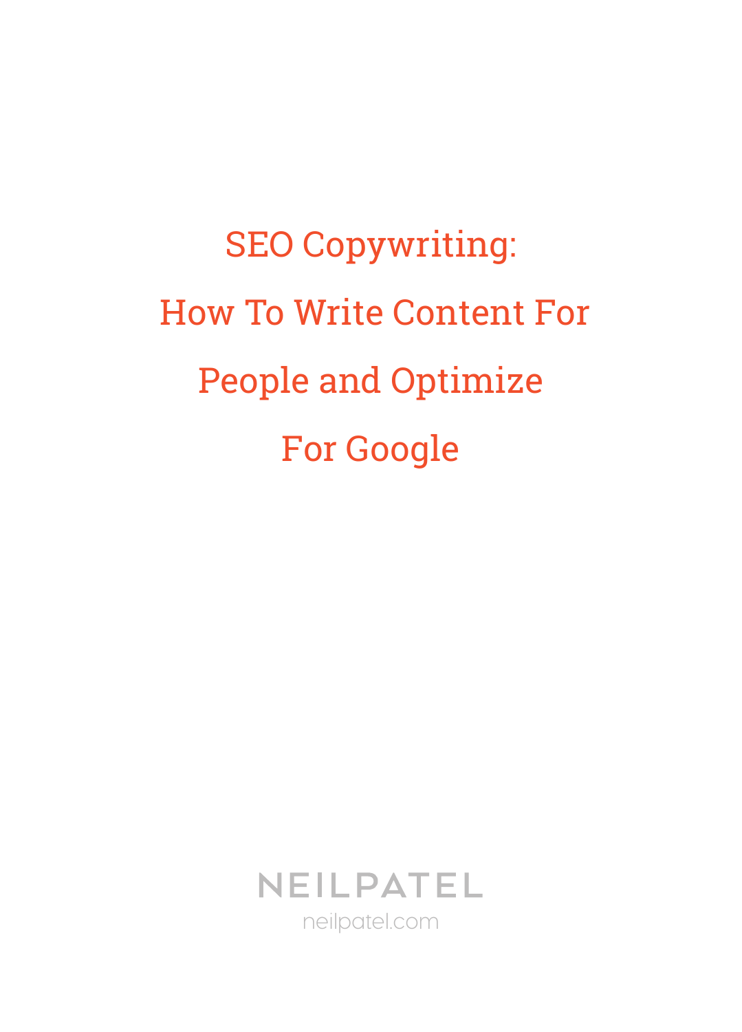# SEO Copywriting: How To Write Content For People and Optimize For Google

NEILPATEL

neilpatel.com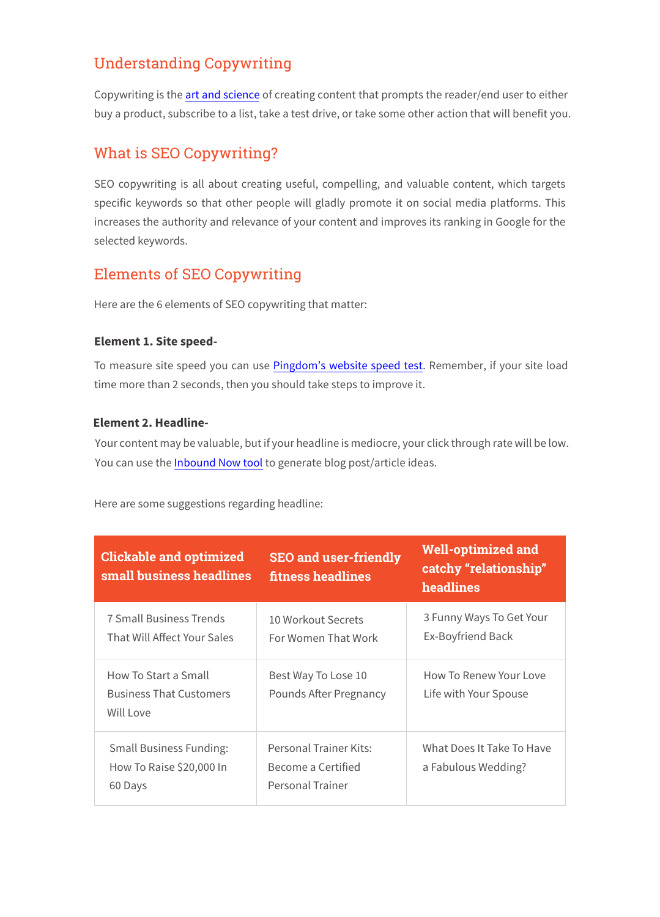## Understanding Copywriting

Copywriting is the art and science of creating content that prompts the reader/end user to either buy a product, subscribe to a list, take a test drive, or take some other action that will benefit you.

## What is SEO Copywriting?

SEO copywriting is all about creating useful, compelling, and valuable content, which targets specific keywords so that other people will gladly promote it on social media platforms. This increases the authority and relevance of your content and improves its ranking in Google for the selected keywords.

## Elements of SEO Copywriting

Here are the 6 elements of SEO copywriting that matter:

**Element 1. Site speed-**

To measure site speed you can use Pingdom's website speed test. Remember, if your site load time more than 2 seconds, then you should take steps to improve it.

**Element 2. Headline-**

Your content may be valuable, but if your headline is mediocre, your click through rate will be low. You can use the Inbound Now tool to generate blog post/article ideas.

Here are some suggestions regarding headline:

| Clickable and optimized small business headlines | SEO and user-friendly fitness headlines | Well-optimized and catchy "relationship" headlines |
|---|---|---|
| 7 Small Business Trends That Will Affect Your Sales | 10 Workout Secrets For Women That Work | 3 Funny Ways To Get Your Ex-Boyfriend Back |
| How To Start a Small Business That Customers Will Love | Best Way To Lose 10 Pounds After Pregnancy | How To Renew Your Love Life with Your Spouse |
| Small Business Funding: How To Raise $20,000 In 60 Days | Personal Trainer Kits: Become a Certified Personal Trainer | What Does It Take To Have a Fabulous Wedding? |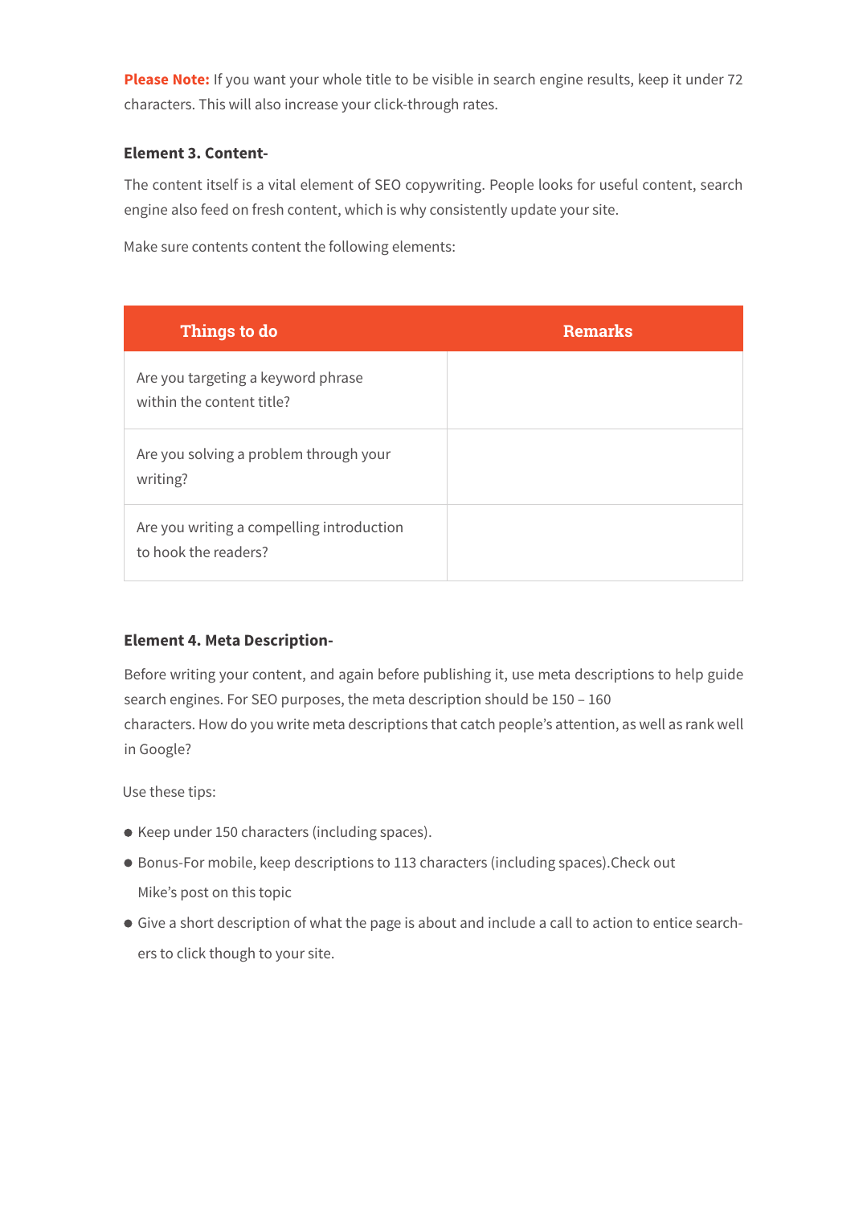**Please Note:** If you want your whole title to be visible in search engine results, keep it under 72 characters. This will also increase your click-through rates.

**Element 3. Content-**

The content itself is a vital element of SEO copywriting. People looks for useful content, search engine also feed on fresh content, which is why consistently update your site.

Make sure contents content the following elements:

| Things to do | Remarks |
|---|---|
| Are you targeting a keyword phrase within the content title? | |
| Are you solving a problem through your writing? | |
| Are you writing a compelling introduction to hook the readers? | |

**Element 4. Meta Description-**

Before writing your content, and again before publishing it, use meta descriptions to help guide search engines. For SEO purposes, the meta description should be 150 – 160 characters. How do you write meta descriptions that catch people's attention, as well as rank well in Google?

Use these tips:

- Keep under 150 characters (including spaces).
- Bonus-For mobile, keep descriptions to 113 characters (including spaces).Check out Mike's post on this topic
- Give a short description of what the page is about and include a call to action to entice searchers to click though to your site.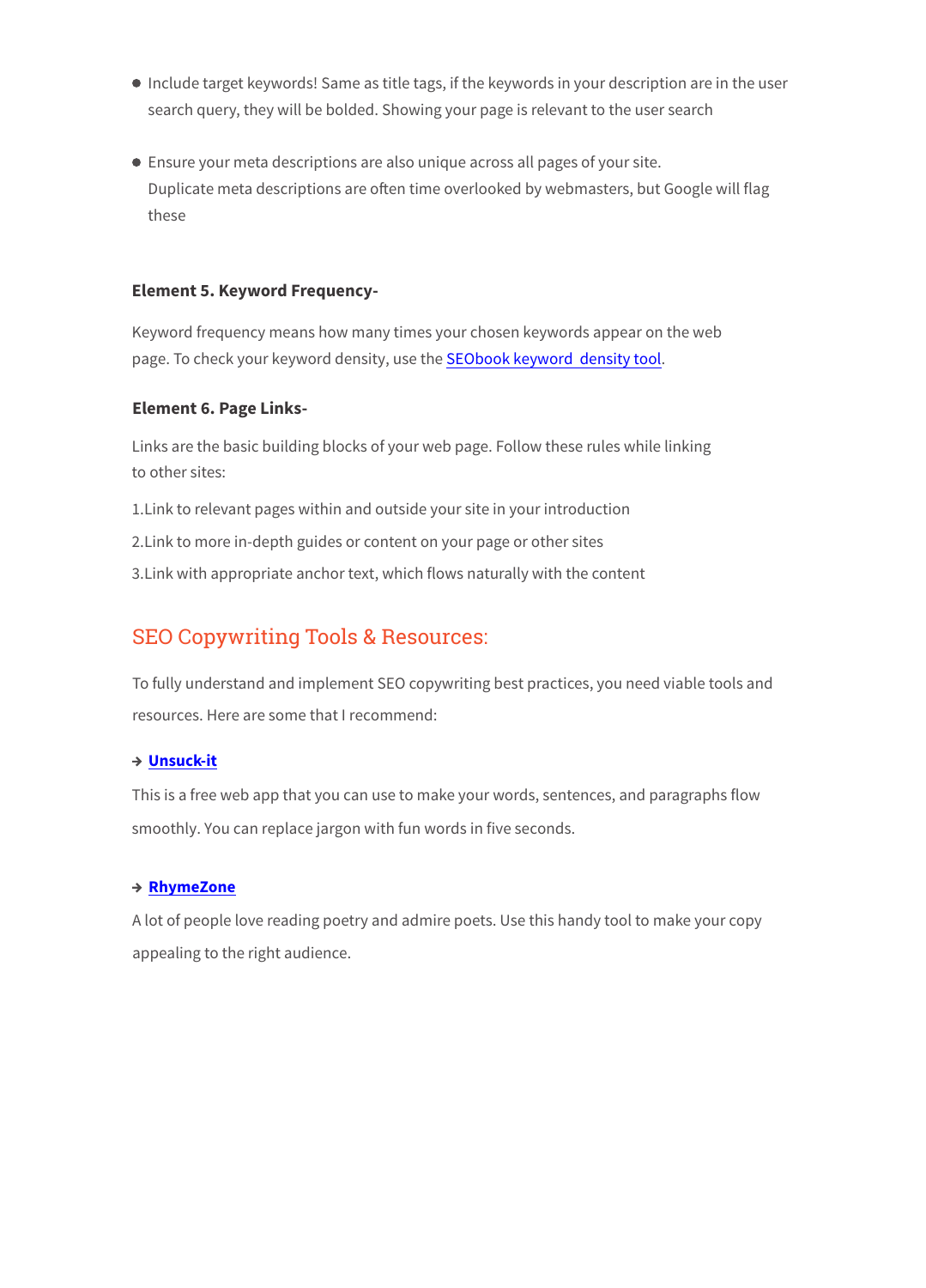- Include target keywords! Same as title tags, if the keywords in your description are in the user search query, they will be bolded. Showing your page is relevant to the user search

- Ensure your meta descriptions are also unique across all pages of your site. Duplicate meta descriptions are often time overlooked by webmasters, but Google will flag these

**Element 5. Keyword Frequency-**

Keyword frequency means how many times your chosen keywords appear on the web page. To check your keyword density, use the SEObook keyword density tool.

**Element 6. Page Links-**

Links are the basic building blocks of your web page. Follow these rules while linking to other sites:

1.Link to relevant pages within and outside your site in your introduction

2.Link to more in-depth guides or content on your page or other sites

3.Link with appropriate anchor text, which flows naturally with the content

## SEO Copywriting Tools & Resources:

To fully understand and implement SEO copywriting best practices, you need viable tools and resources. Here are some that I recommend:

→ **Unsuck-it**

This is a free web app that you can use to make your words, sentences, and paragraphs flow smoothly. You can replace jargon with fun words in five seconds.

→ **RhymeZone**

A lot of people love reading poetry and admire poets. Use this handy tool to make your copy appealing to the right audience.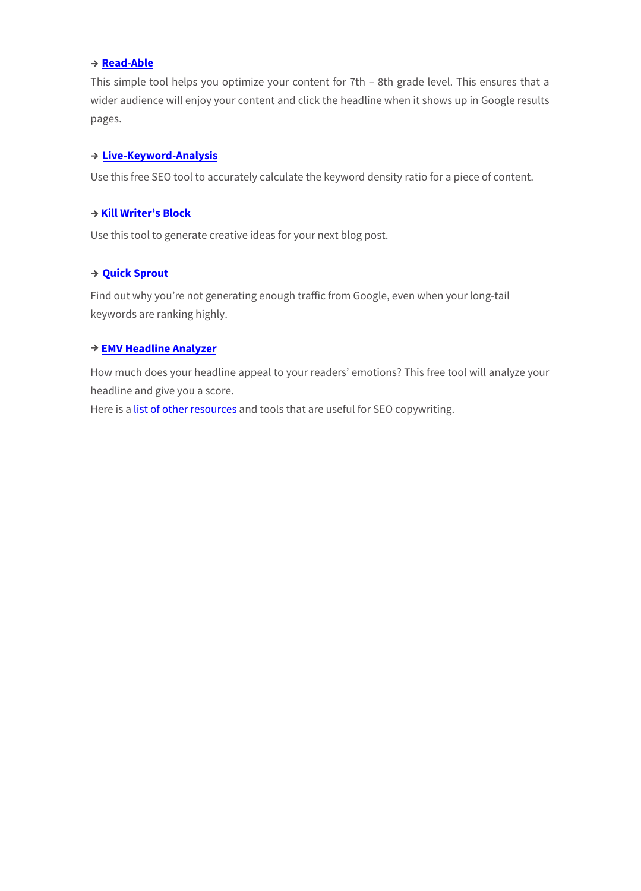→ **Read-Able**

This simple tool helps you optimize your content for 7th – 8th grade level. This ensures that a wider audience will enjoy your content and click the headline when it shows up in Google results pages.

→ **Live-Keyword-Analysis**

Use this free SEO tool to accurately calculate the keyword density ratio for a piece of content.

→ **Kill Writer's Block**

Use this tool to generate creative ideas for your next blog post.

→ **Quick Sprout**

Find out why you're not generating enough traffic from Google, even when your long-tail keywords are ranking highly.

→ **EMV Headline Analyzer**

How much does your headline appeal to your readers' emotions? This free tool will analyze your headline and give you a score.

Here is a list of other resources and tools that are useful for SEO copywriting.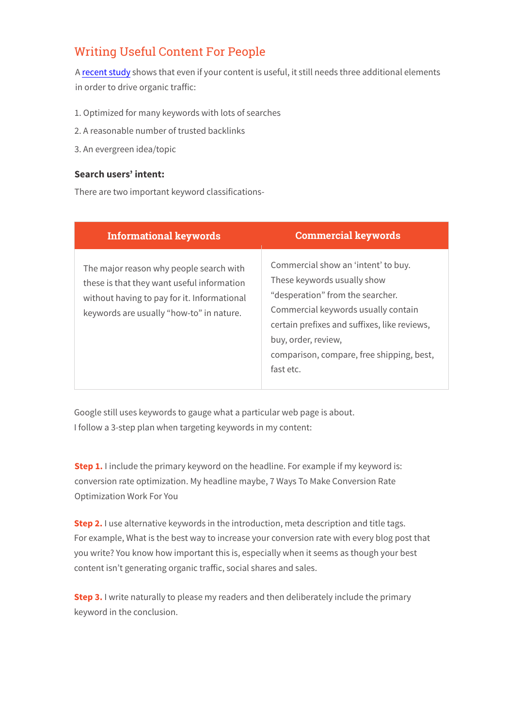## Writing Useful Content For People

A recent study shows that even if your content is useful, it still needs three additional elements in order to drive organic traffic:

1. Optimized for many keywords with lots of searches
2. A reasonable number of trusted backlinks
3. An evergreen idea/topic

**Search users' intent:**

There are two important keyword classifications-

| Informational keywords | Commercial keywords |
|---|---|
| The major reason why people search with these is that they want useful information without having to pay for it. Informational keywords are usually "how-to" in nature. | Commercial show an 'intent' to buy. These keywords usually show "desperation" from the searcher. Commercial keywords usually contain certain prefixes and suffixes, like reviews, buy, order, review, comparison, compare, free shipping, best, fast etc. |

Google still uses keywords to gauge what a particular web page is about.
I follow a 3-step plan when targeting keywords in my content:

**Step 1.** I include the primary keyword on the headline. For example if my keyword is: conversion rate optimization. My headline maybe, 7 Ways To Make Conversion Rate Optimization Work For You

**Step 2.** I use alternative keywords in the introduction, meta description and title tags. For example, What is the best way to increase your conversion rate with every blog post that you write? You know how important this is, especially when it seems as though your best content isn't generating organic traffic, social shares and sales.

**Step 3.** I write naturally to please my readers and then deliberately include the primary keyword in the conclusion.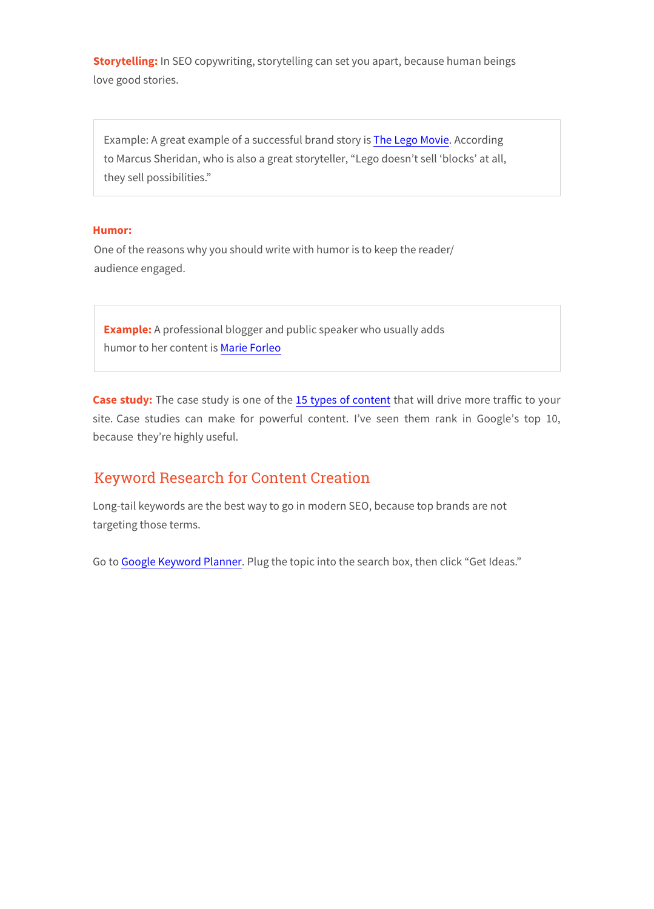**Storytelling:** In SEO copywriting, storytelling can set you apart, because human beings love good stories.

> Example: A great example of a successful brand story is The Lego Movie. According to Marcus Sheridan, who is also a great storyteller, "Lego doesn't sell 'blocks' at all, they sell possibilities."

**Humor:**

One of the reasons why you should write with humor is to keep the reader/ audience engaged.

> **Example:** A professional blogger and public speaker who usually adds humor to her content is Marie Forleo

**Case study:** The case study is one of the 15 types of content that will drive more traffic to your site. Case studies can make for powerful content. I've seen them rank in Google's top 10, because they're highly useful.

## Keyword Research for Content Creation

Long-tail keywords are the best way to go in modern SEO, because top brands are not targeting those terms.

Go to Google Keyword Planner. Plug the topic into the search box, then click "Get Ideas."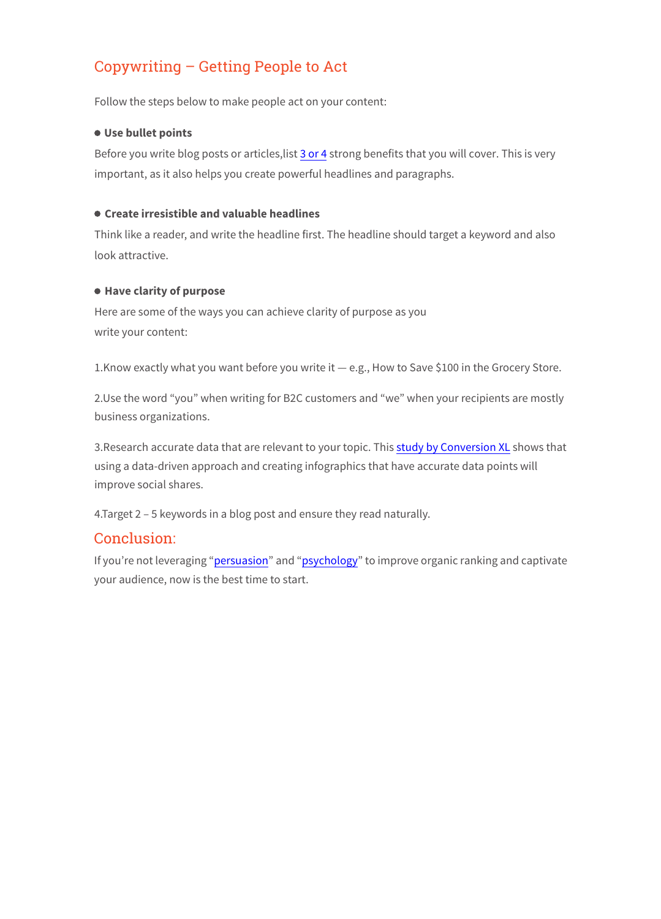## Copywriting – Getting People to Act

Follow the steps below to make people act on your content:

- **Use bullet points**

Before you write blog posts or articles,list 3 or 4 strong benefits that you will cover. This is very important, as it also helps you create powerful headlines and paragraphs.

- **Create irresistible and valuable headlines**

Think like a reader, and write the headline first. The headline should target a keyword and also look attractive.

- **Have clarity of purpose**

Here are some of the ways you can achieve clarity of purpose as you write your content:

1.Know exactly what you want before you write it — e.g., How to Save $100 in the Grocery Store.

2.Use the word “you” when writing for B2C customers and “we” when your recipients are mostly business organizations.

3.Research accurate data that are relevant to your topic. This study by Conversion XL shows that using a data-driven approach and creating infographics that have accurate data points will improve social shares.

4.Target 2 – 5 keywords in a blog post and ensure they read naturally.

## Conclusion:

If you’re not leveraging “persuasion” and “psychology” to improve organic ranking and captivate your audience, now is the best time to start.